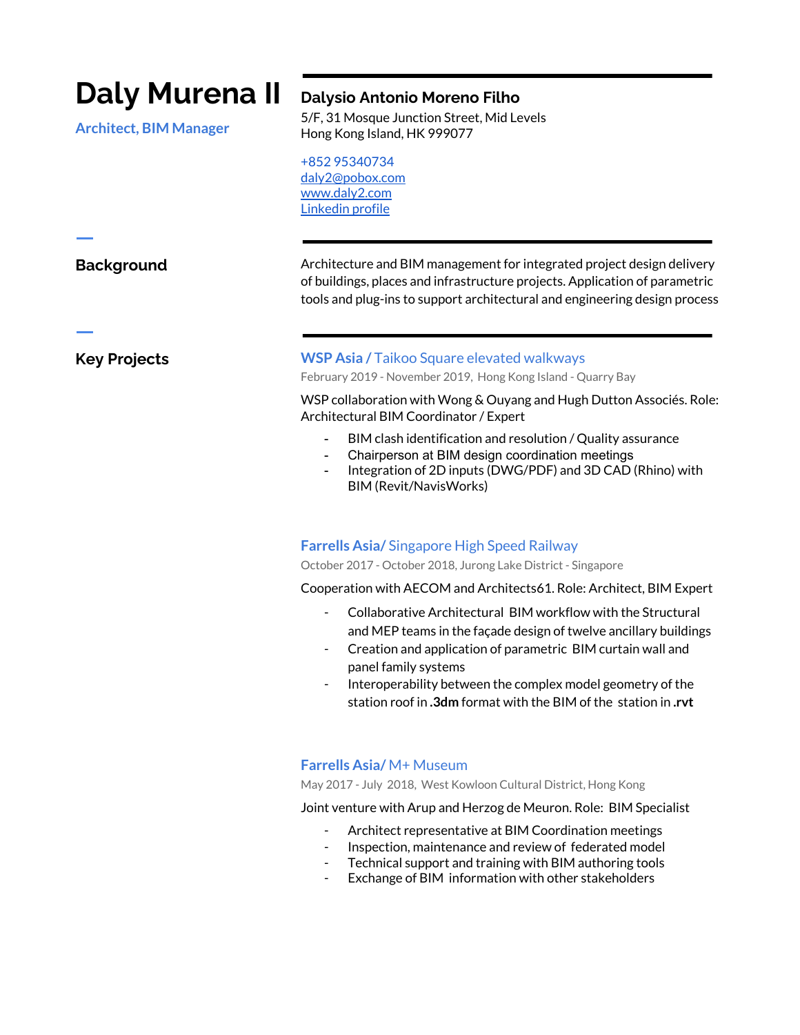# Daly Murena II

**Architect, BIM Manager**

**Dalysio Antonio Moreno Filho**
5/F, 31 Mosque Junction Street, Mid Levels
Hong Kong Island, HK 999077

+852 95340734
daly2@pobox.com
www.daly2.com
Linkedin profile

## Background

Architecture and BIM management for integrated project design delivery of buildings, places and infrastructure projects. Application of parametric tools and plug-ins to support architectural and engineering design process

## Key Projects

### WSP Asia / Taikoo Square elevated walkways

February 2019 - November 2019, Hong Kong Island - Quarry Bay

WSP collaboration with Wong & Ouyang and Hugh Dutton Associés. Role: Architectural BIM Coordinator / Expert

- BIM clash identification and resolution / Quality assurance
- Chairperson at BIM design coordination meetings
- Integration of 2D inputs (DWG/PDF) and 3D CAD (Rhino) with BIM (Revit/NavisWorks)

### Farrells Asia/ Singapore High Speed Railway

October 2017 - October 2018, Jurong Lake District - Singapore

Cooperation with AECOM and Architects61. Role: Architect, BIM Expert

- Collaborative Architectural BIM workflow with the Structural and MEP teams in the façade design of twelve ancillary buildings
- Creation and application of parametric BIM curtain wall and panel family systems
- Interoperability between the complex model geometry of the station roof in **.3dm** format with the BIM of the station in **.rvt**

### Farrells Asia/ M+ Museum

May 2017 - July 2018, West Kowloon Cultural District, Hong Kong

Joint venture with Arup and Herzog de Meuron. Role: BIM Specialist

- Architect representative at BIM Coordination meetings
- Inspection, maintenance and review of federated model
- Technical support and training with BIM authoring tools
- Exchange of BIM information with other stakeholders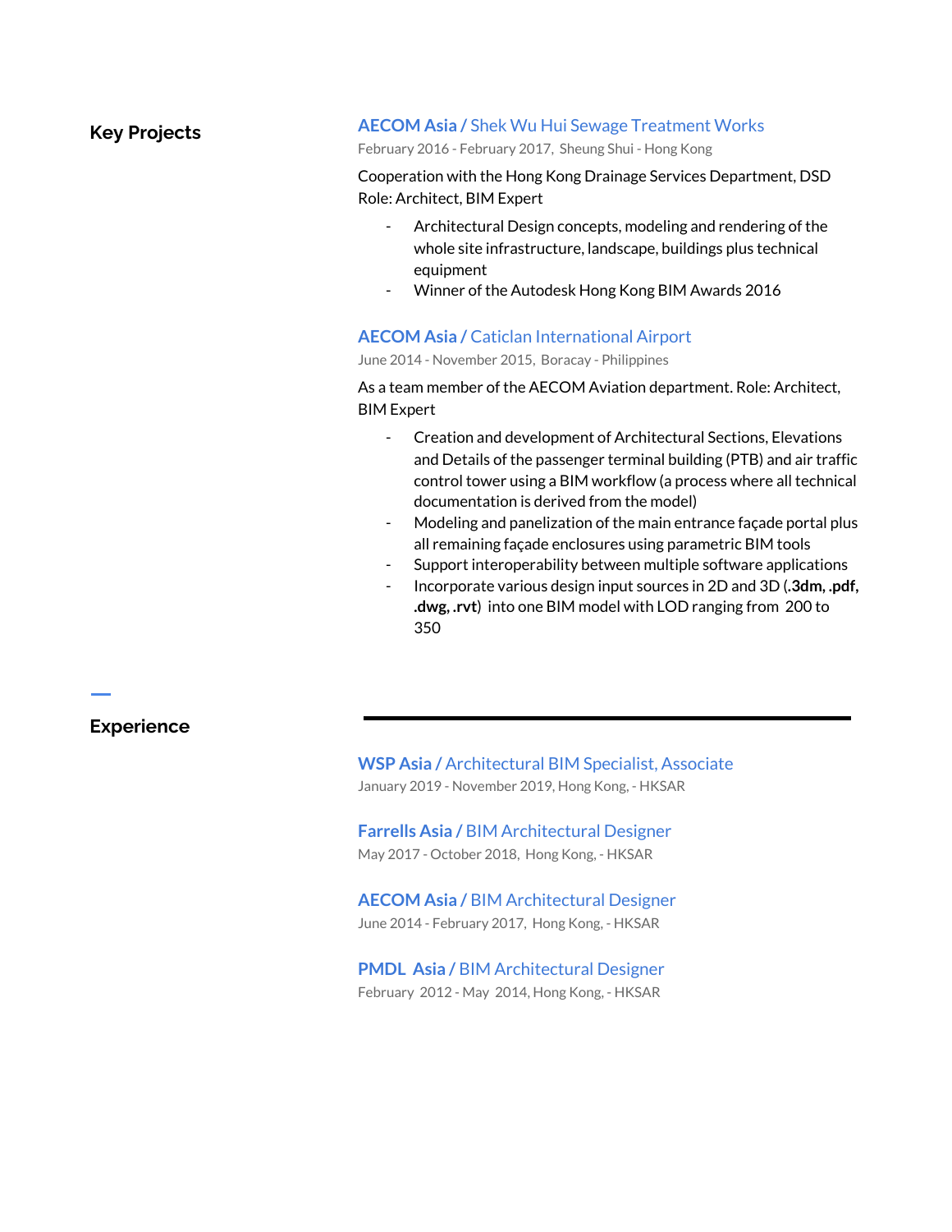## Key Projects

### **AECOM Asia** / Shek Wu Hui Sewage Treatment Works

February 2016 - February 2017, Sheung Shui - Hong Kong

Cooperation with the Hong Kong Drainage Services Department, DSD
Role: Architect, BIM Expert

- Architectural Design concepts, modeling and rendering of the whole site infrastructure, landscape, buildings plus technical equipment
- Winner of the Autodesk Hong Kong BIM Awards 2016

### **AECOM Asia** / Caticlan International Airport

June 2014 - November 2015, Boracay - Philippines

As a team member of the AECOM Aviation department. Role: Architect, BIM Expert

- Creation and development of Architectural Sections, Elevations and Details of the passenger terminal building (PTB) and air traffic control tower using a BIM workflow (a process where all technical documentation is derived from the model)
- Modeling and panelization of the main entrance façade portal plus all remaining façade enclosures using parametric BIM tools
- Support interoperability between multiple software applications
- Incorporate various design input sources in 2D and 3D (**.3dm, .pdf, .dwg, .rvt**) into one BIM model with LOD ranging from 200 to 350

## Experience

### **WSP Asia** / Architectural BIM Specialist, Associate

January 2019 - November 2019, Hong Kong, - HKSAR

### **Farrells Asia** / BIM Architectural Designer

May 2017 - October 2018, Hong Kong, - HKSAR

### **AECOM Asia** / BIM Architectural Designer

June 2014 - February 2017, Hong Kong, - HKSAR

### **PMDL Asia** / BIM Architectural Designer

February 2012 - May 2014, Hong Kong, - HKSAR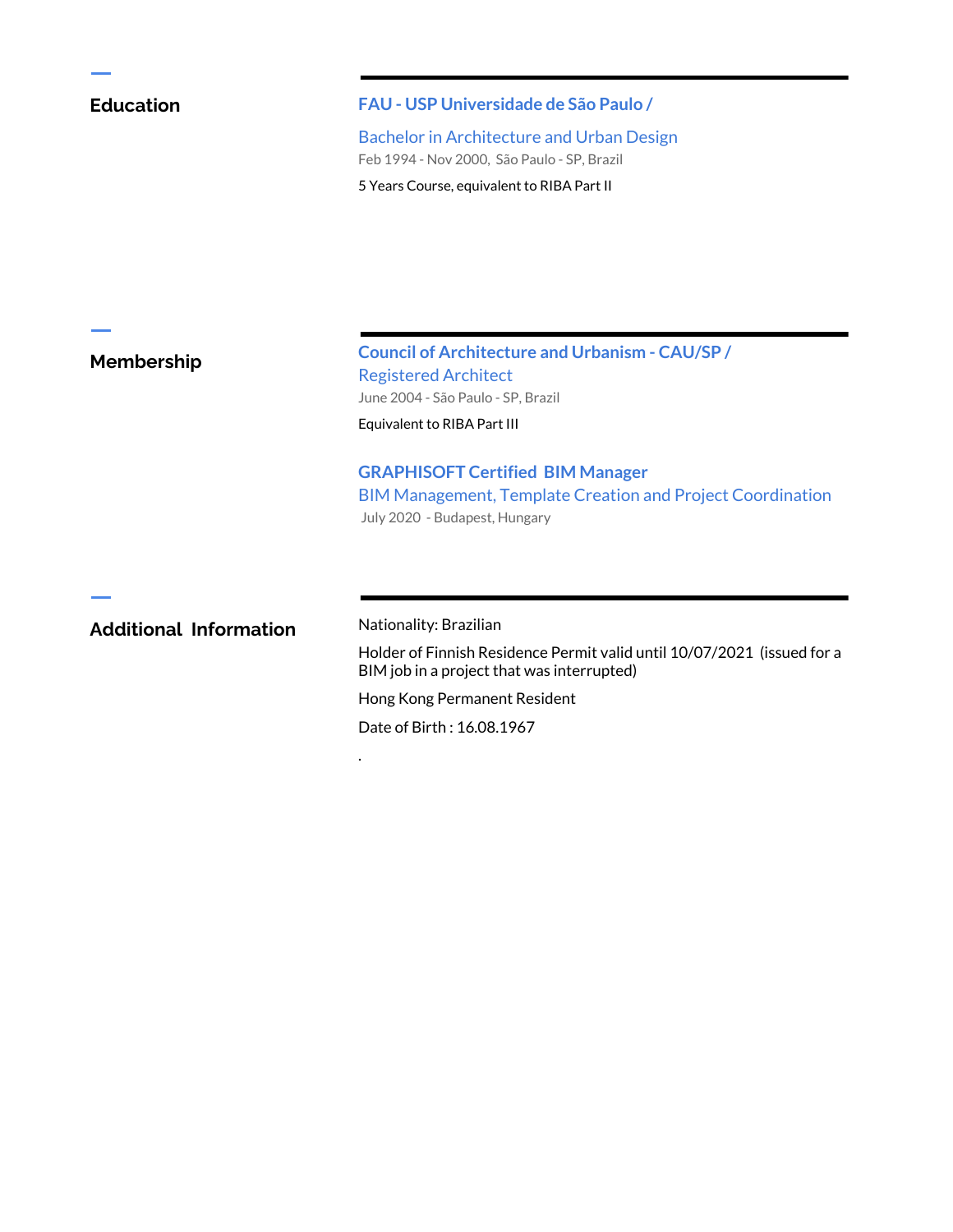## Education

**FAU - USP Universidade de São Paulo /**

Bachelor in Architecture and Urban Design

Feb 1994 - Nov 2000, São Paulo - SP, Brazil

5 Years Course, equivalent to RIBA Part II

## Membership

**Council of Architecture and Urbanism - CAU/SP /**

Registered Architect

June 2004 - São Paulo - SP, Brazil

Equivalent to RIBA Part III

**GRAPHISOFT Certified BIM Manager**

BIM Management, Template Creation and Project Coordination

July 2020 - Budapest, Hungary

## Additional Information

Nationality: Brazilian

Holder of Finnish Residence Permit valid until 10/07/2021 (issued for a BIM job in a project that was interrupted)

Hong Kong Permanent Resident

Date of Birth : 16.08.1967

.